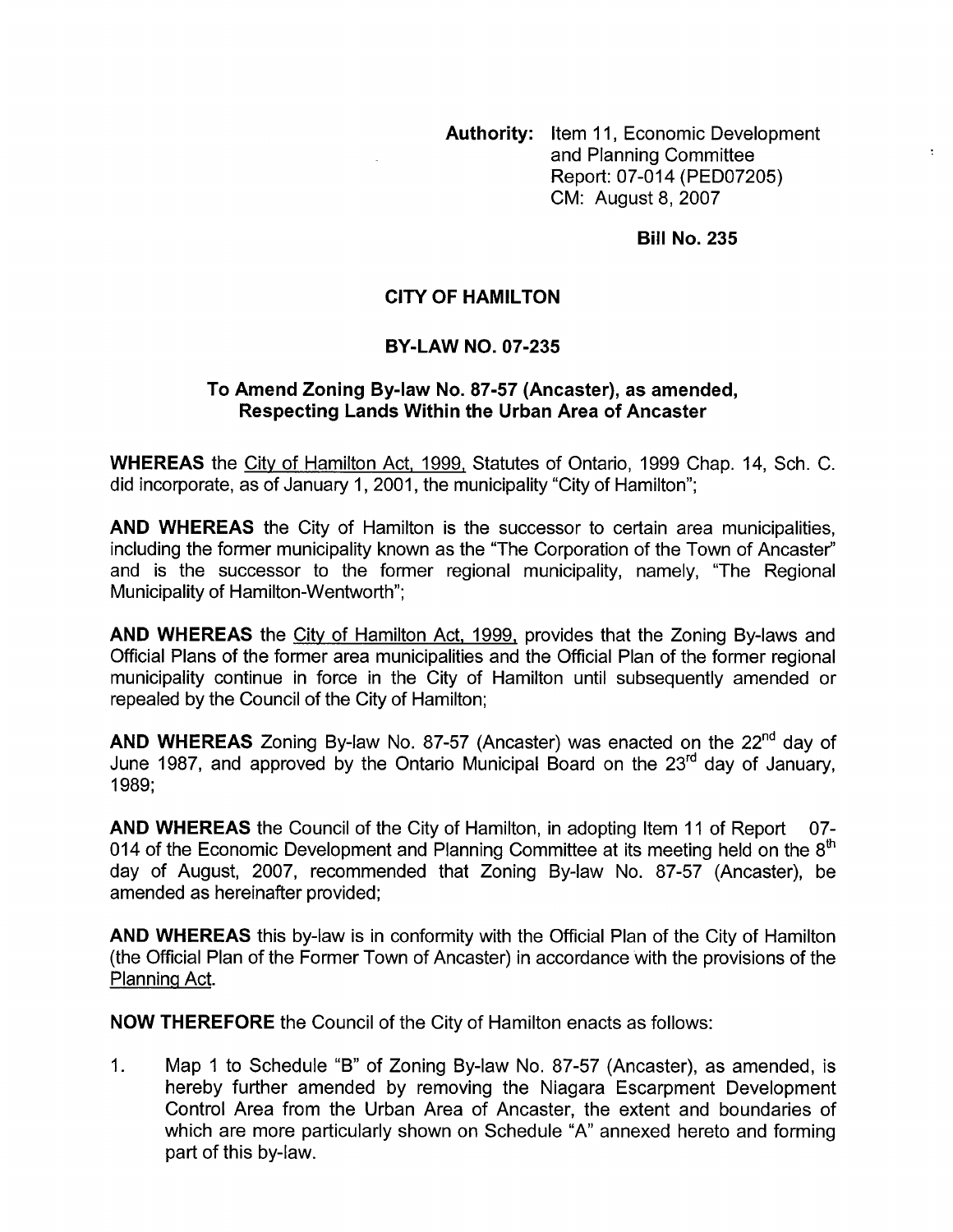**Authority:** Item 11, Economic Development and Planning Committee
Report: 07-014 (PED07205)
CM: August 8, 2007

**Bill No. 235**

# CITY OF HAMILTON

## BY-LAW NO. 07-235

### To Amend Zoning By-law No. 87-57 (Ancaster), as amended, Respecting Lands Within the Urban Area of Ancaster

**WHEREAS** the City of Hamilton Act, 1999, Statutes of Ontario, 1999 Chap. 14, Sch. C. did incorporate, as of January 1, 2001, the municipality "City of Hamilton";

**AND WHEREAS** the City of Hamilton is the successor to certain area municipalities, including the former municipality known as the "The Corporation of the Town of Ancaster" and is the successor to the former regional municipality, namely, "The Regional Municipality of Hamilton-Wentworth";

**AND WHEREAS** the City of Hamilton Act, 1999, provides that the Zoning By-laws and Official Plans of the former area municipalities and the Official Plan of the former regional municipality continue in force in the City of Hamilton until subsequently amended or repealed by the Council of the City of Hamilton;

**AND WHEREAS** Zoning By-law No. 87-57 (Ancaster) was enacted on the 22nd day of June 1987, and approved by the Ontario Municipal Board on the 23rd day of January, 1989;

**AND WHEREAS** the Council of the City of Hamilton, in adopting Item 11 of Report 07-014 of the Economic Development and Planning Committee at its meeting held on the 8th day of August, 2007, recommended that Zoning By-law No. 87-57 (Ancaster), be amended as hereinafter provided;

**AND WHEREAS** this by-law is in conformity with the Official Plan of the City of Hamilton (the Official Plan of the Former Town of Ancaster) in accordance with the provisions of the Planning Act.

**NOW THEREFORE** the Council of the City of Hamilton enacts as follows:

1. Map 1 to Schedule "B" of Zoning By-law No. 87-57 (Ancaster), as amended, is hereby further amended by removing the Niagara Escarpment Development Control Area from the Urban Area of Ancaster, the extent and boundaries of which are more particularly shown on Schedule "A" annexed hereto and forming part of this by-law.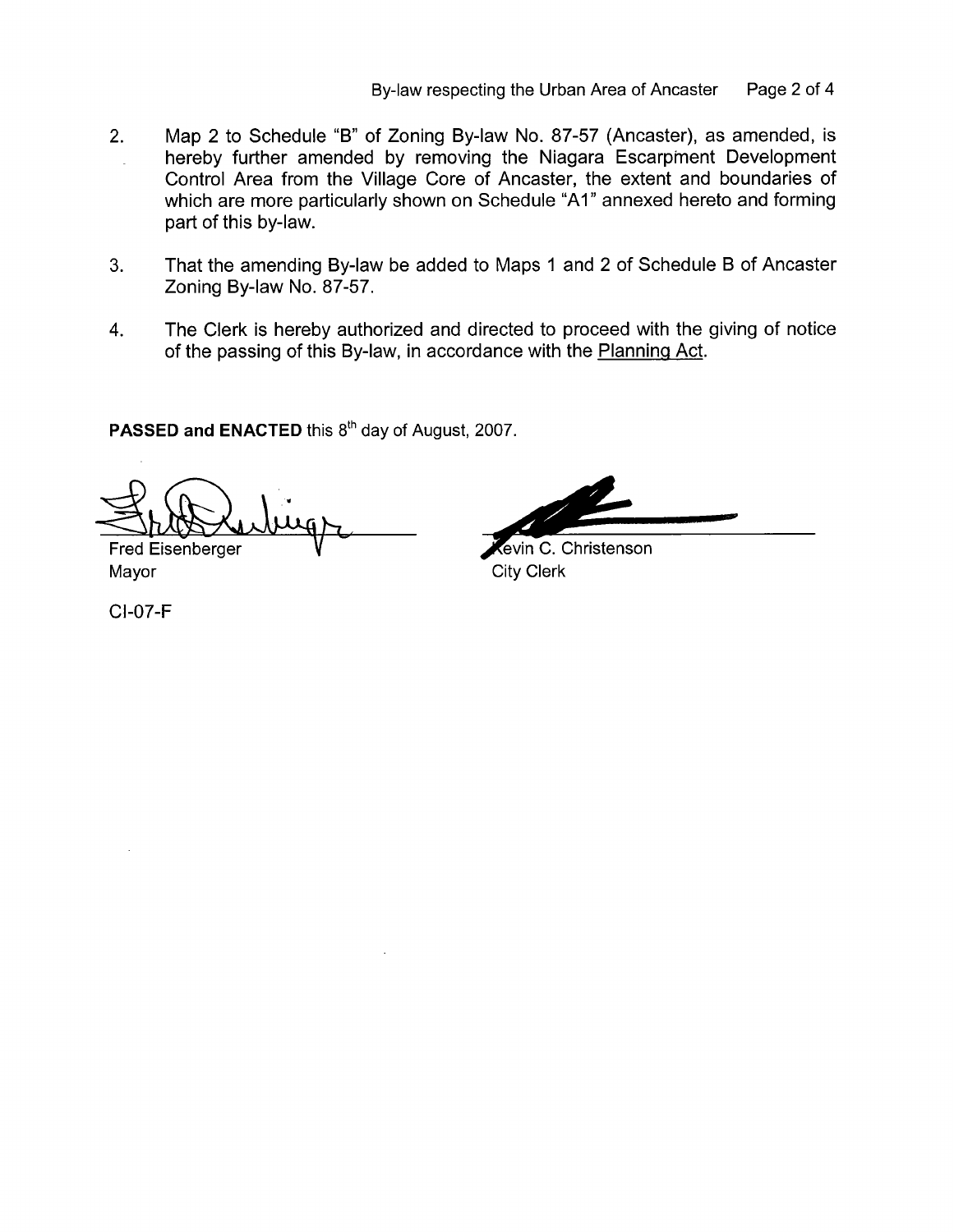2. Map 2 to Schedule "B" of Zoning By-law No. 87-57 (Ancaster), as amended, is hereby further amended by removing the Niagara Escarpment Development Control Area from the Village Core of Ancaster, the extent and boundaries of which are more particularly shown on Schedule "A1" annexed hereto and forming part of this by-law.

3. That the amending By-law be added to Maps 1 and 2 of Schedule B of Ancaster Zoning By-law No. 87-57.

4. The Clerk is hereby authorized and directed to proceed with the giving of notice of the passing of this By-law, in accordance with the Planning Act.

**PASSED and ENACTED** this 8th day of August, 2007.

| | |
|---|---|
| Fred Eisenberger | Kevin C. Christenson |
| Mayor | City Clerk |

CI-07-F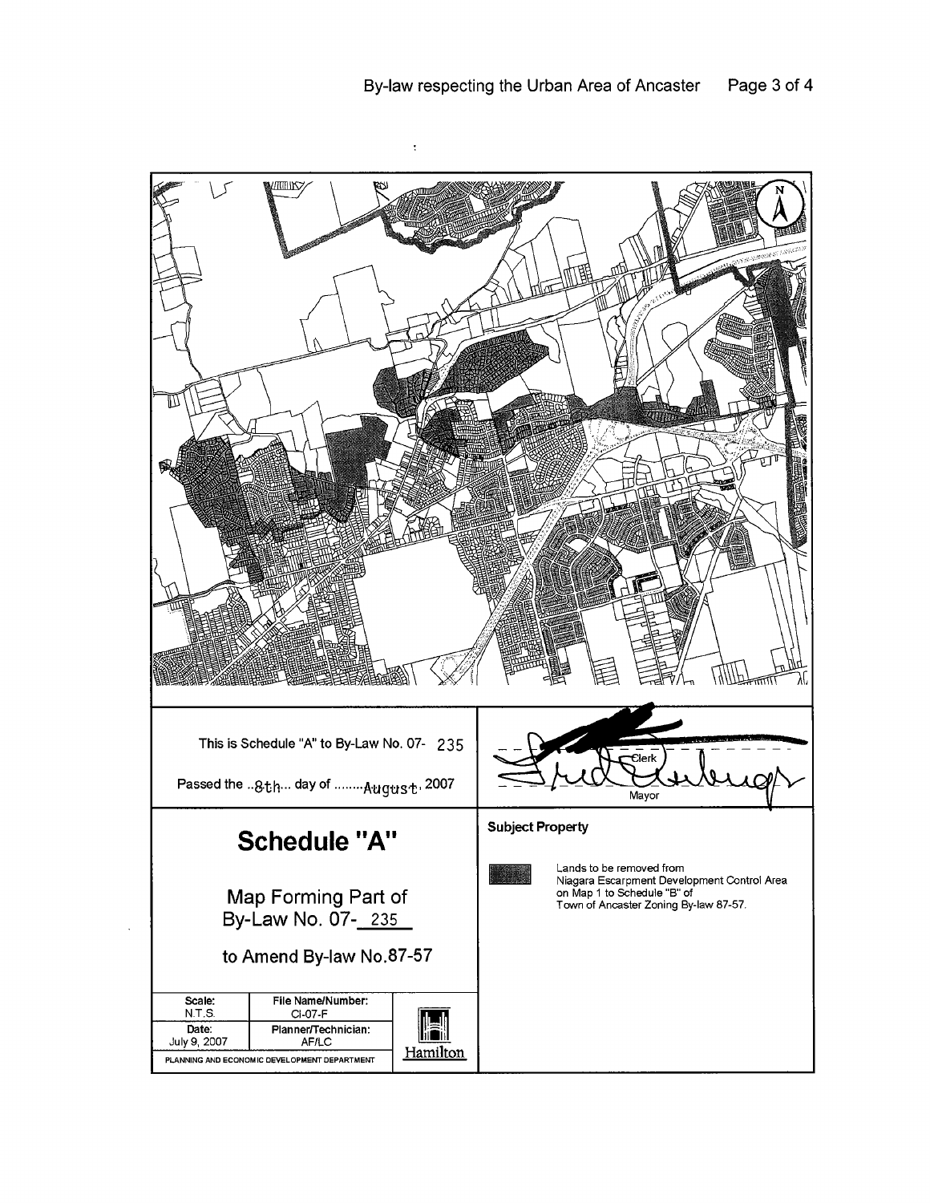This is Schedule "A" to By-Law No. 07- 235

Passed the ..8th... day of ........August, 2007

Clerk

Mayor

# Schedule "A"

Map Forming Part of
By-Law No. 07- 235

to Amend By-law No.87-57

**Subject Property**

Lands to be removed from Niagara Escarpment Development Control Area on Map 1 to Schedule "B" of Town of Ancaster Zoning By-law 87-57.

| Scale: | File Name/Number: |
| --- | --- |
| N.T.S. | CI-07-F |
| **Date:** | **Planner/Technician:** |
| July 9, 2007 | AF/LC |

PLANNING AND ECONOMIC DEVELOPMENT DEPARTMENT

Hamilton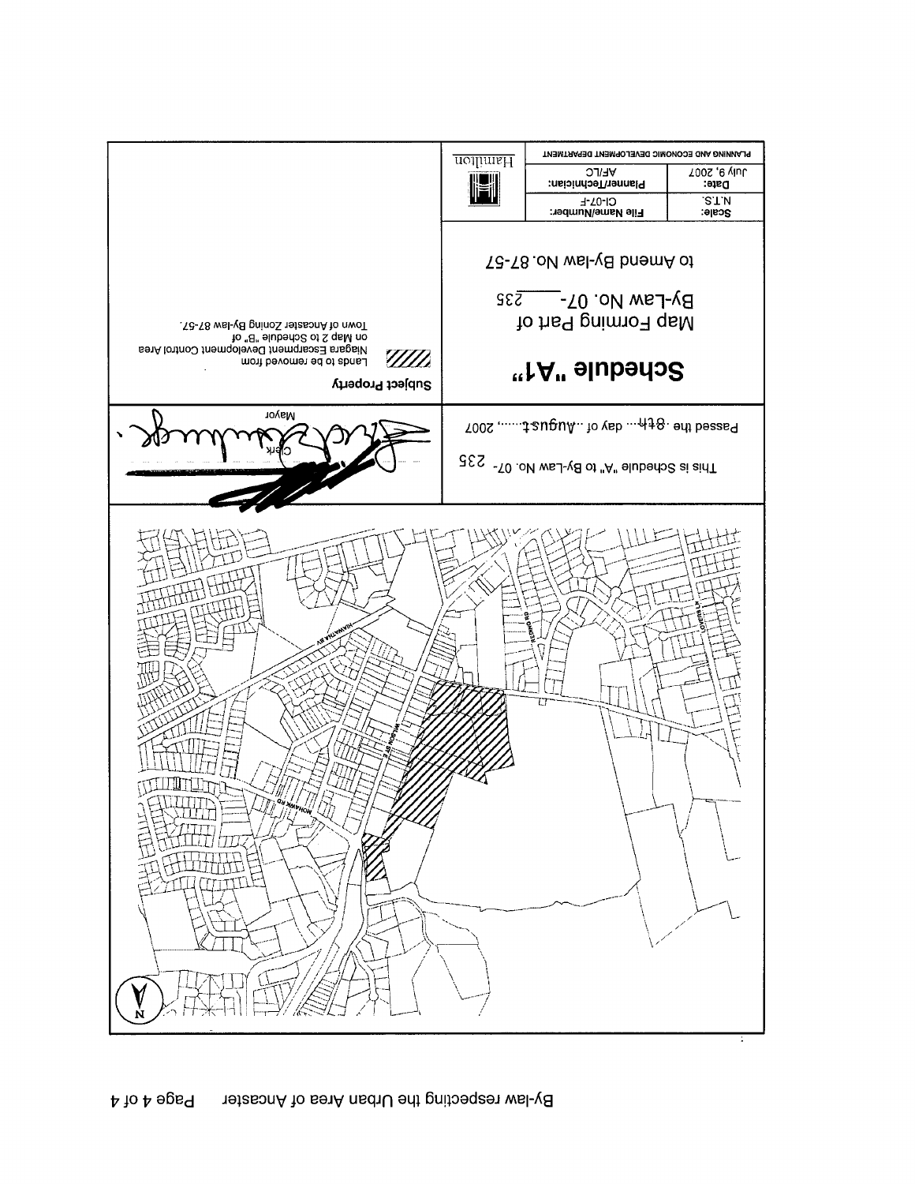# Schedule "A1"

Map Forming Part of

By-Law No. 07-235

to Amend By-law No. 87-57

Subject Property

Lands to be removed from Niagara Escarpment Development Control Area on Map 2 to Schedule "B" of Town of Ancaster Zoning By-law 87-57.

| Scale: | File Name/Number: |
|---|---|
| N.T.S. | CI-07-F |
| **Date:** | **Planner/Technician:** |
| July 9, 2007 | AF/LC |

PLANNING AND ECONOMIC DEVELOPMENT DEPARTMENT

Hamilton

This is Schedule "A" to By-Law No. 07- 235

Passed the 8th day of August 2007

Clerk

Mayor

HIAWATHA AV

WILSON ST E

MOHAWK RD

REDINO RD

LOVERS LN

N